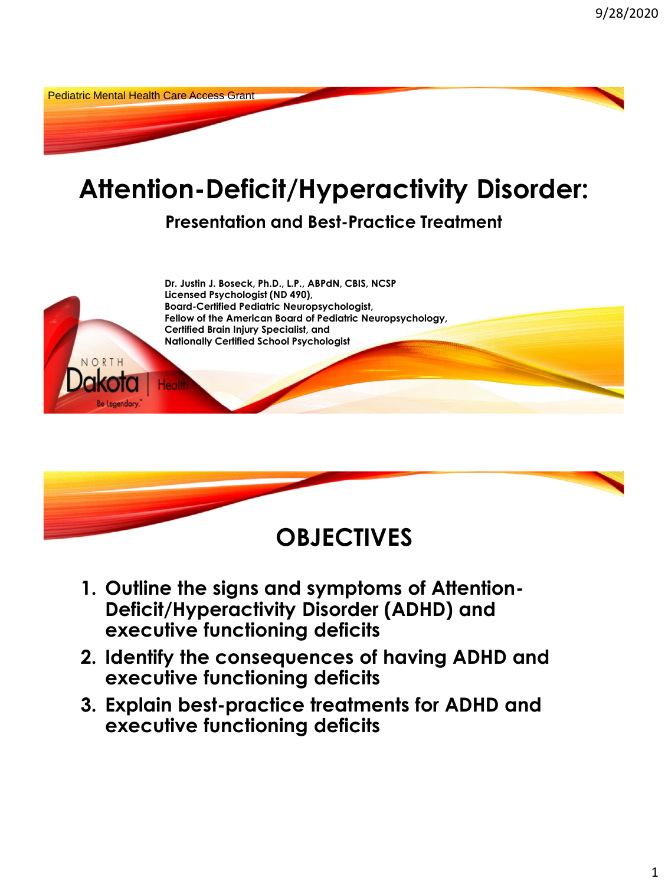Pediatric Mental Health Care Access Grant

# Attention-Deficit/Hyperactivity Disorder:

## Presentation and Best-Practice Treatment

**Dr. Justin J. Boseck, Ph.D., L.P., ABPdN, CBIS, NCSP**
**Licensed Psychologist (ND 490),**
**Board-Certified Pediatric Neuropsychologist,**
**Fellow of the American Board of Pediatric Neuropsychology,**
**Certified Brain Injury Specialist, and**
**Nationally Certified School Psychologist**

NORTH Dakota | Health
Be Legendary.

# OBJECTIVES

1. **Outline the signs and symptoms of Attention-Deficit/Hyperactivity Disorder (ADHD) and executive functioning deficits**
2. **Identify the consequences of having ADHD and executive functioning deficits**
3. **Explain best-practice treatments for ADHD and executive functioning deficits**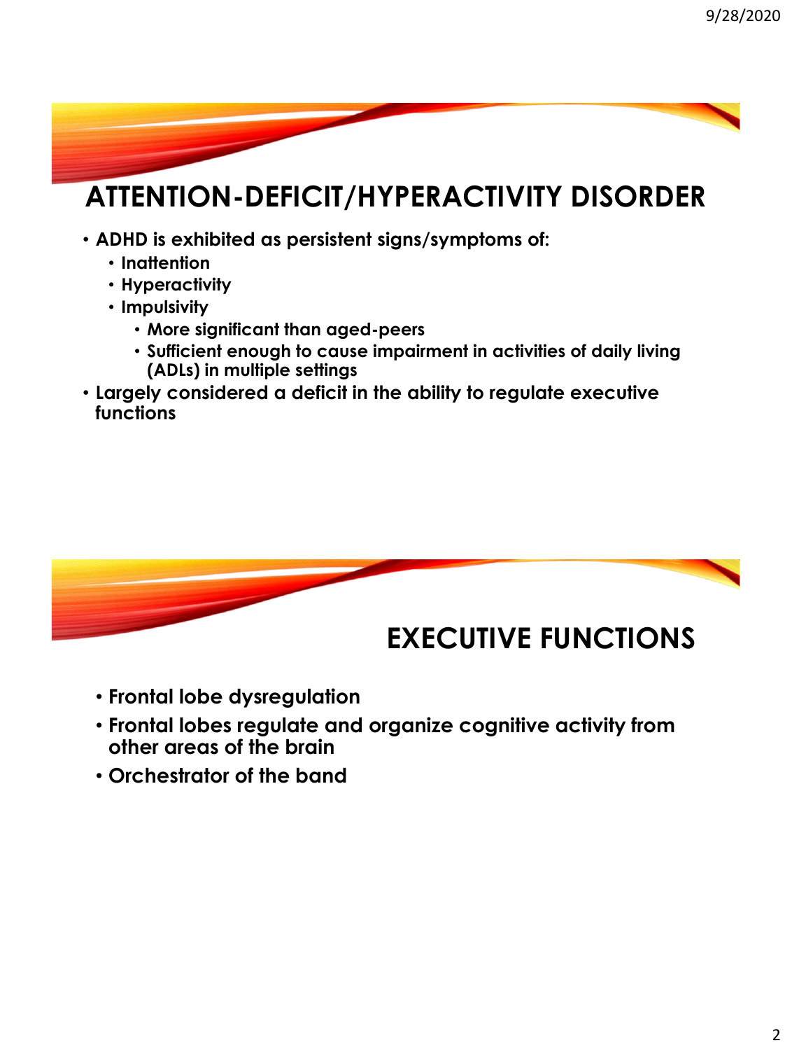## ATTENTION-DEFICIT/HYPERACTIVITY DISORDER

- ADHD is exhibited as persistent signs/symptoms of:
  - Inattention
  - Hyperactivity
  - Impulsivity
    - More significant than aged-peers
    - Sufficient enough to cause impairment in activities of daily living (ADLs) in multiple settings
- Largely considered a deficit in the ability to regulate executive functions

## EXECUTIVE FUNCTIONS

- Frontal lobe dysregulation
- Frontal lobes regulate and organize cognitive activity from other areas of the brain
- Orchestrator of the band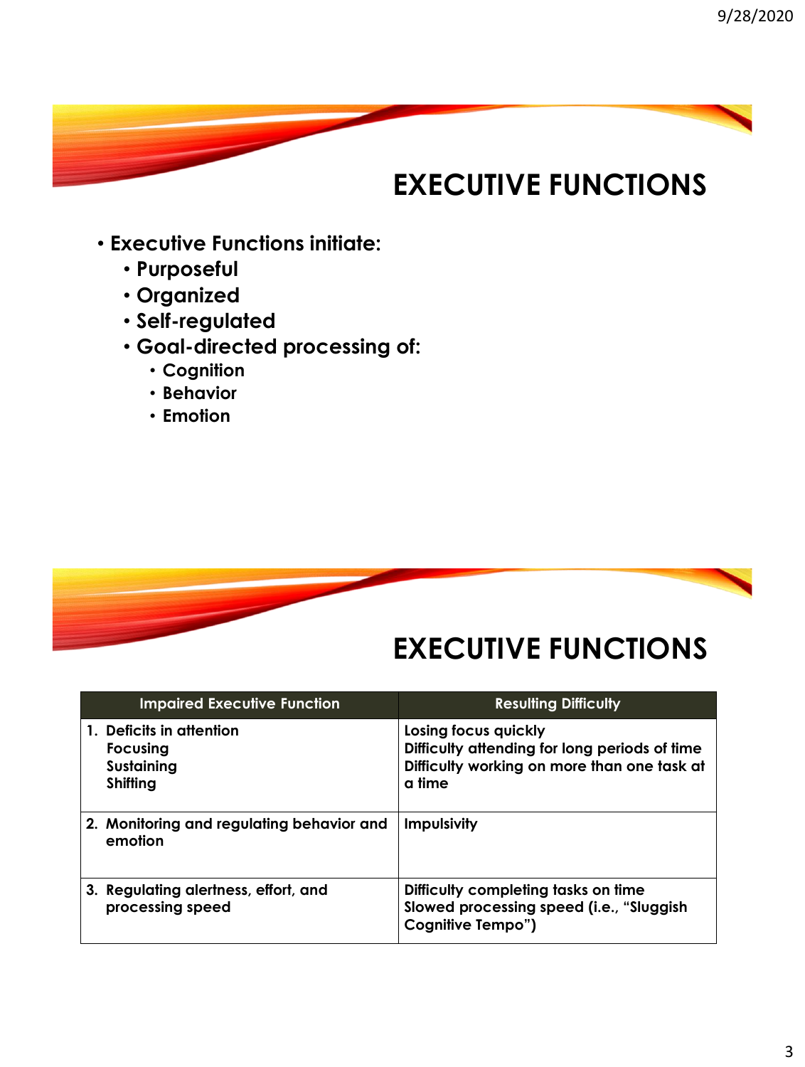# EXECUTIVE FUNCTIONS

- **Executive Functions initiate:**
  - **Purposeful**
  - **Organized**
  - **Self-regulated**
  - **Goal-directed processing of:**
    - **Cognition**
    - **Behavior**
    - **Emotion**

# EXECUTIVE FUNCTIONS

| Impaired Executive Function | Resulting Difficulty |
|---|---|
| 1. Deficits in attention<br>Focusing<br>Sustaining<br>Shifting | Losing focus quickly<br>Difficulty attending for long periods of time<br>Difficulty working on more than one task at a time |
| 2. Monitoring and regulating behavior and emotion | Impulsivity |
| 3. Regulating alertness, effort, and processing speed | Difficulty completing tasks on time<br>Slowed processing speed (i.e., "Sluggish Cognitive Tempo") |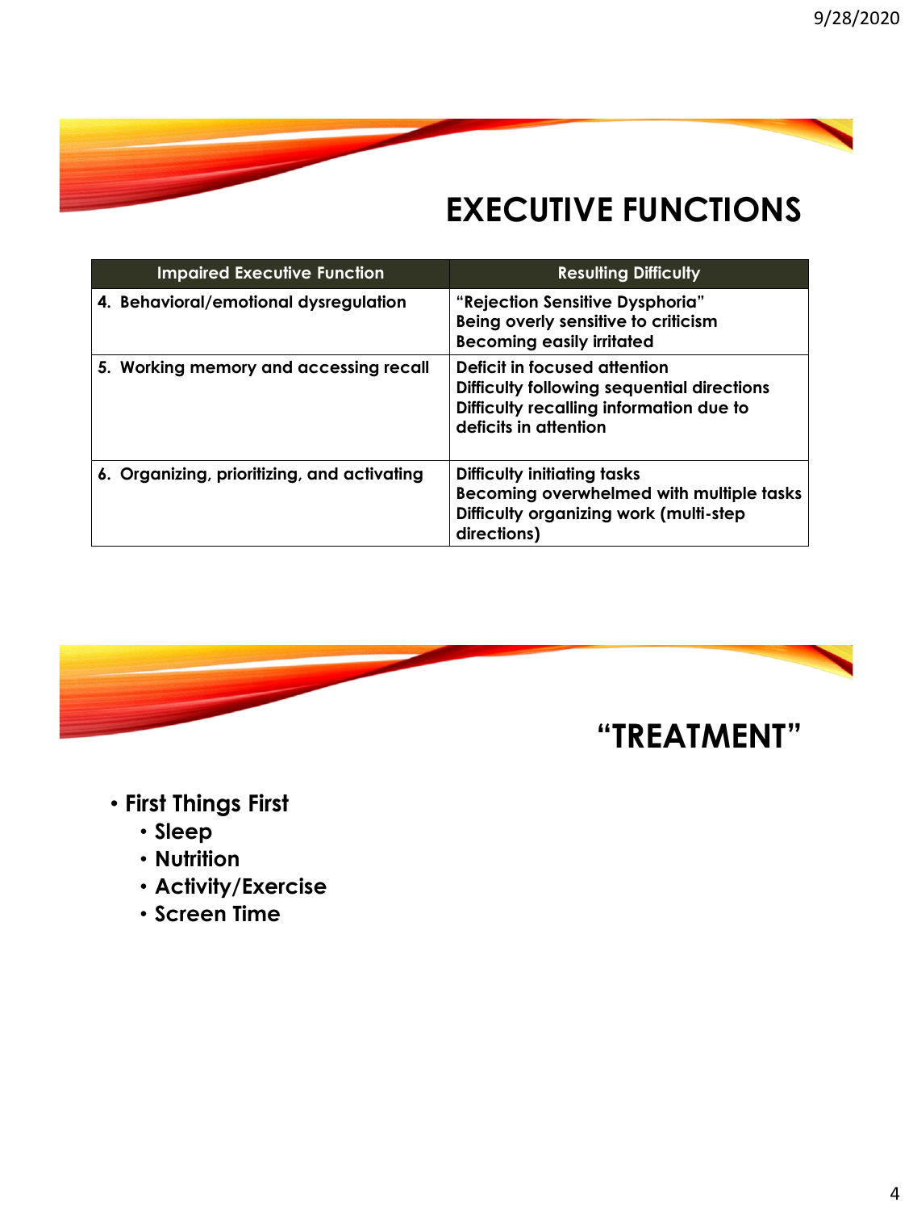## EXECUTIVE FUNCTIONS

| Impaired Executive Function | Resulting Difficulty |
|---|---|
| 4. Behavioral/emotional dysregulation | "Rejection Sensitive Dysphoria"<br>Being overly sensitive to criticism<br>Becoming easily irritated |
| 5. Working memory and accessing recall | Deficit in focused attention<br>Difficulty following sequential directions<br>Difficulty recalling information due to deficits in attention |
| 6. Organizing, prioritizing, and activating | Difficulty initiating tasks<br>Becoming overwhelmed with multiple tasks<br>Difficulty organizing work (multi-step directions) |

## "TREATMENT"

- First Things First
  - Sleep
  - Nutrition
  - Activity/Exercise
  - Screen Time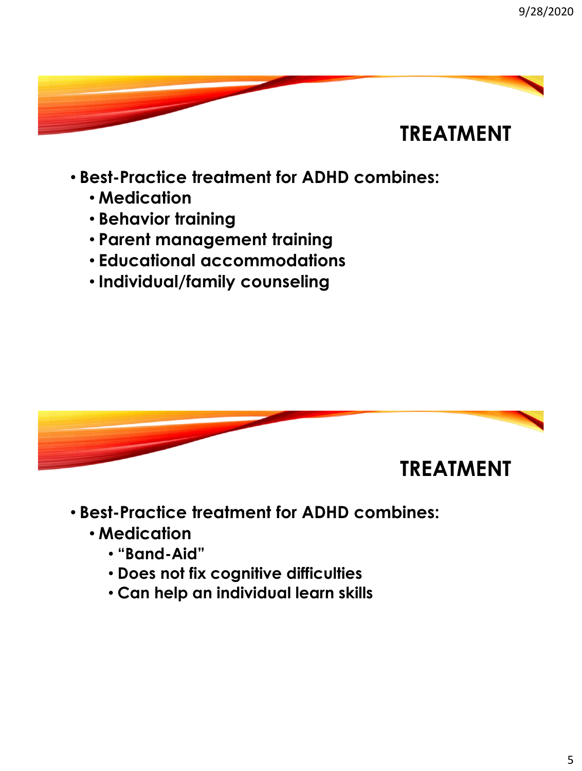## TREATMENT

- **Best-Practice treatment for ADHD combines:**
  - **Medication**
  - **Behavior training**
  - **Parent management training**
  - **Educational accommodations**
  - **Individual/family counseling**

## TREATMENT

- **Best-Practice treatment for ADHD combines:**
  - **Medication**
    - **"Band-Aid"**
    - **Does not fix cognitive difficulties**
    - **Can help an individual learn skills**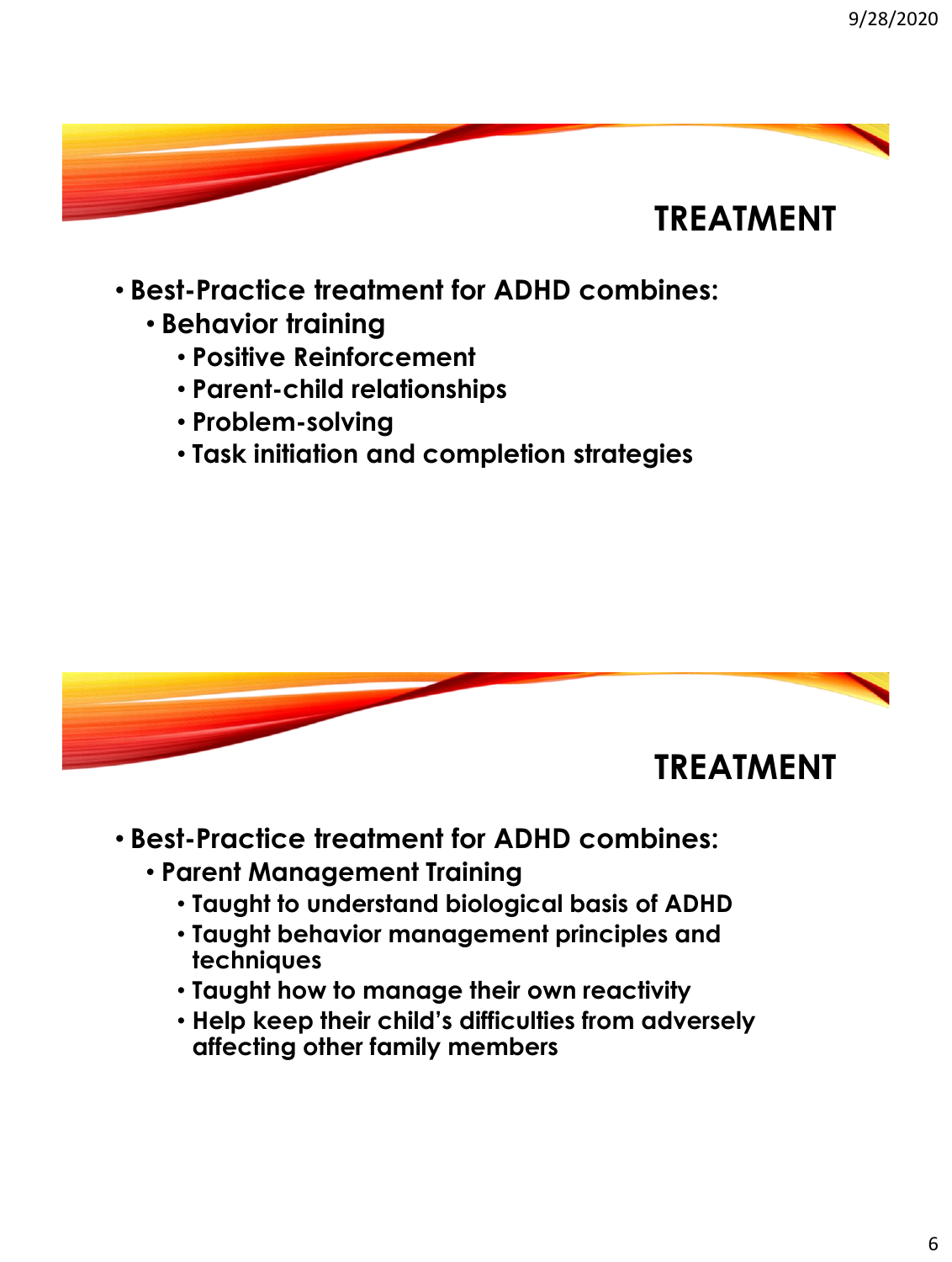## TREATMENT

- Best-Practice treatment for ADHD combines:
  - Behavior training
    - Positive Reinforcement
    - Parent-child relationships
    - Problem-solving
    - Task initiation and completion strategies

## TREATMENT

- Best-Practice treatment for ADHD combines:
  - Parent Management Training
    - Taught to understand biological basis of ADHD
    - Taught behavior management principles and techniques
    - Taught how to manage their own reactivity
    - Help keep their child's difficulties from adversely affecting other family members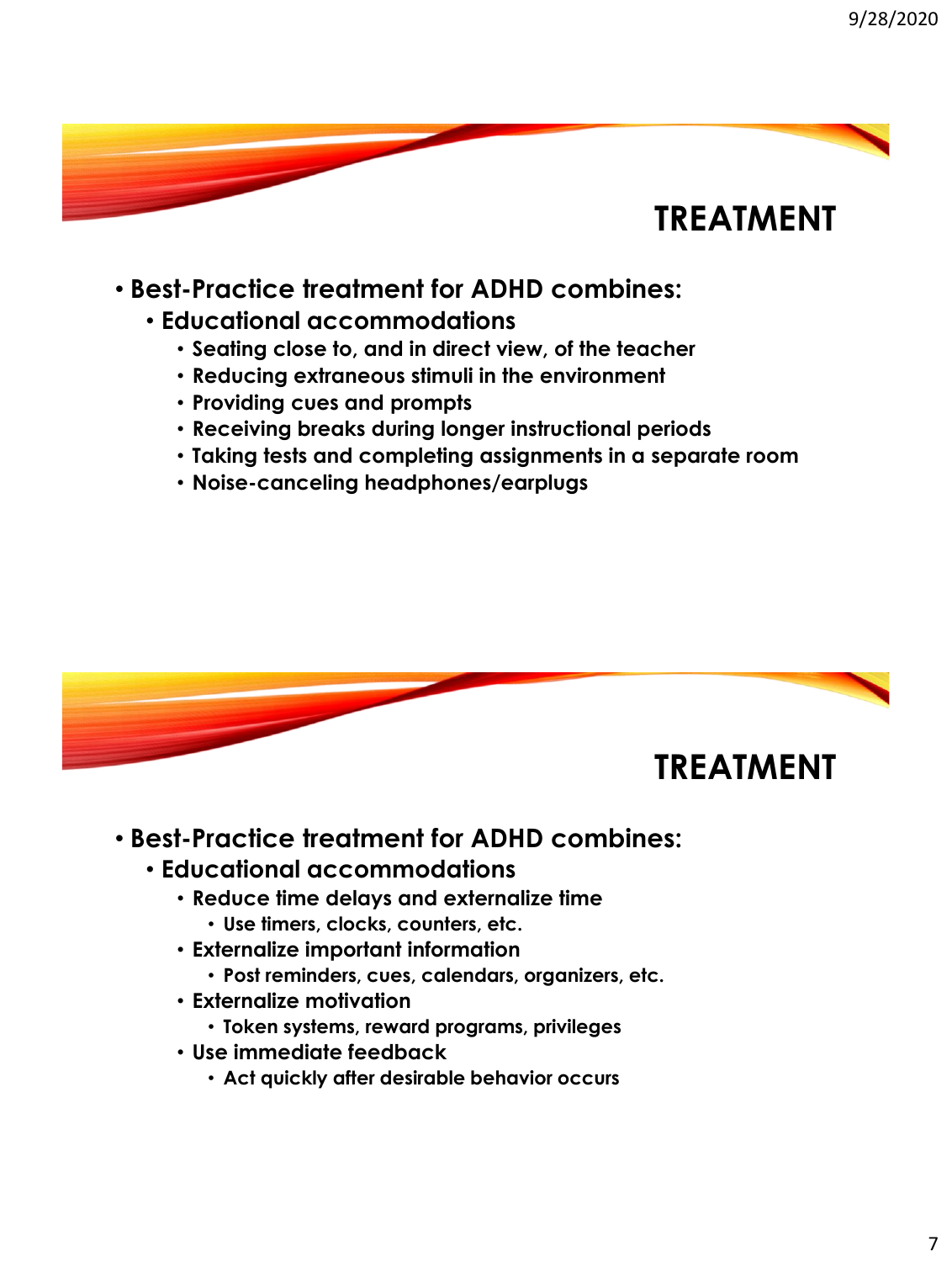## TREATMENT

- Best-Practice treatment for ADHD combines:
  - Educational accommodations
    - Seating close to, and in direct view, of the teacher
    - Reducing extraneous stimuli in the environment
    - Providing cues and prompts
    - Receiving breaks during longer instructional periods
    - Taking tests and completing assignments in a separate room
    - Noise-canceling headphones/earplugs

## TREATMENT

- Best-Practice treatment for ADHD combines:
  - Educational accommodations
    - Reduce time delays and externalize time
      - Use timers, clocks, counters, etc.
    - Externalize important information
      - Post reminders, cues, calendars, organizers, etc.
    - Externalize motivation
      - Token systems, reward programs, privileges
    - Use immediate feedback
      - Act quickly after desirable behavior occurs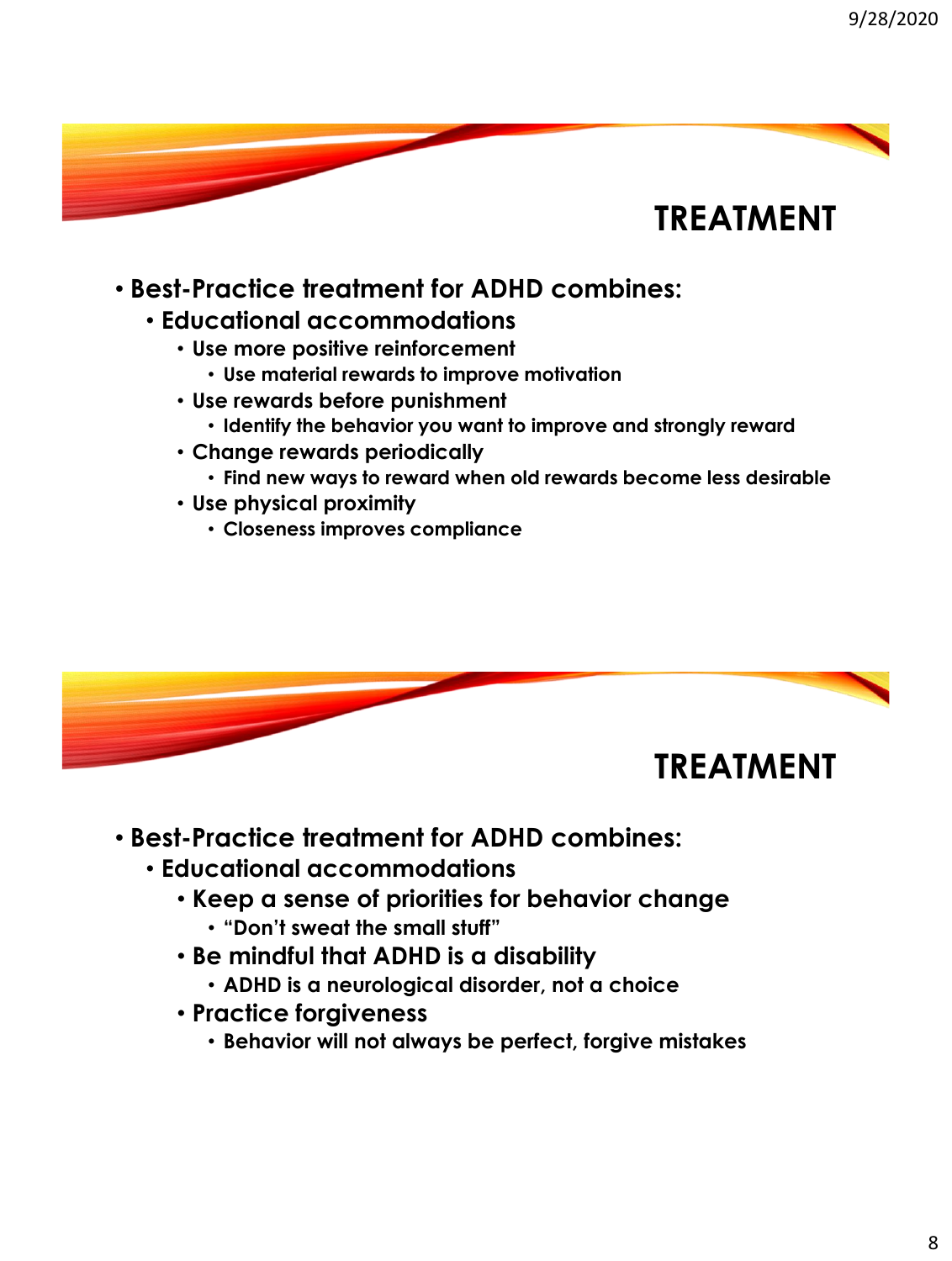## TREATMENT

- Best-Practice treatment for ADHD combines:
  - Educational accommodations
    - Use more positive reinforcement
      - Use material rewards to improve motivation
    - Use rewards before punishment
      - Identify the behavior you want to improve and strongly reward
    - Change rewards periodically
      - Find new ways to reward when old rewards become less desirable
    - Use physical proximity
      - Closeness improves compliance

## TREATMENT

- Best-Practice treatment for ADHD combines:
  - Educational accommodations
    - Keep a sense of priorities for behavior change
      - "Don't sweat the small stuff"
    - Be mindful that ADHD is a disability
      - ADHD is a neurological disorder, not a choice
    - Practice forgiveness
      - Behavior will not always be perfect, forgive mistakes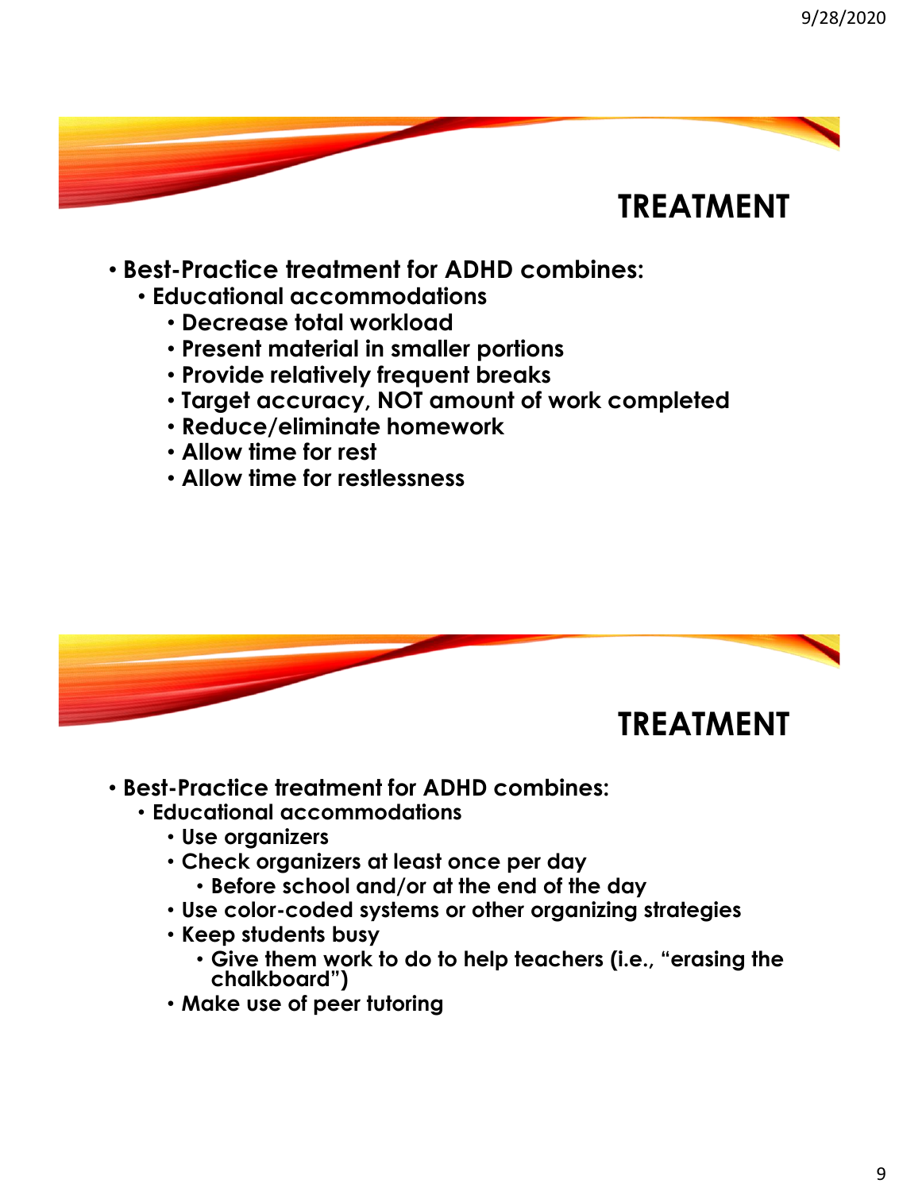## TREATMENT

- Best-Practice treatment for ADHD combines:
  - Educational accommodations
    - Decrease total workload
    - Present material in smaller portions
    - Provide relatively frequent breaks
    - Target accuracy, NOT amount of work completed
    - Reduce/eliminate homework
    - Allow time for rest
    - Allow time for restlessness

## TREATMENT

- Best-Practice treatment for ADHD combines:
  - Educational accommodations
    - Use organizers
    - Check organizers at least once per day
      - Before school and/or at the end of the day
    - Use color-coded systems or other organizing strategies
    - Keep students busy
      - Give them work to do to help teachers (i.e., "erasing the chalkboard")
    - Make use of peer tutoring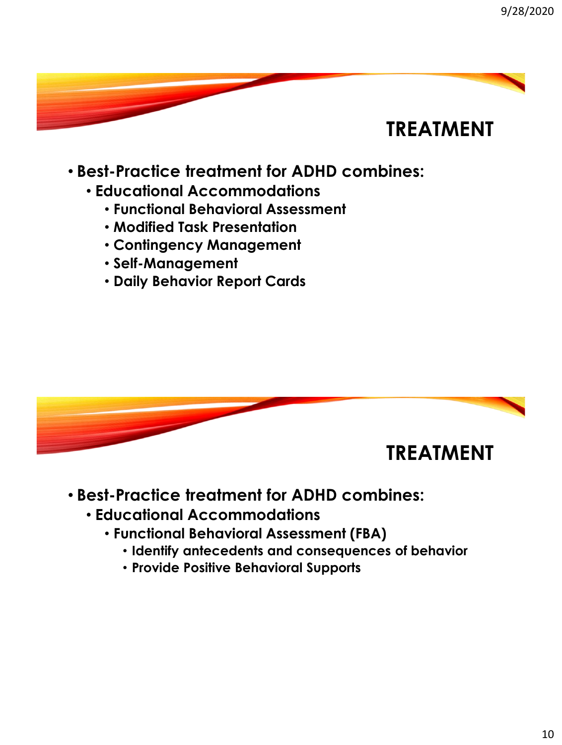## TREATMENT

- **Best-Practice treatment for ADHD combines:**
  - **Educational Accommodations**
    - **Functional Behavioral Assessment**
    - **Modified Task Presentation**
    - **Contingency Management**
    - **Self-Management**
    - **Daily Behavior Report Cards**

## TREATMENT

- **Best-Practice treatment for ADHD combines:**
  - **Educational Accommodations**
    - **Functional Behavioral Assessment (FBA)**
      - **Identify antecedents and consequences of behavior**
      - **Provide Positive Behavioral Supports**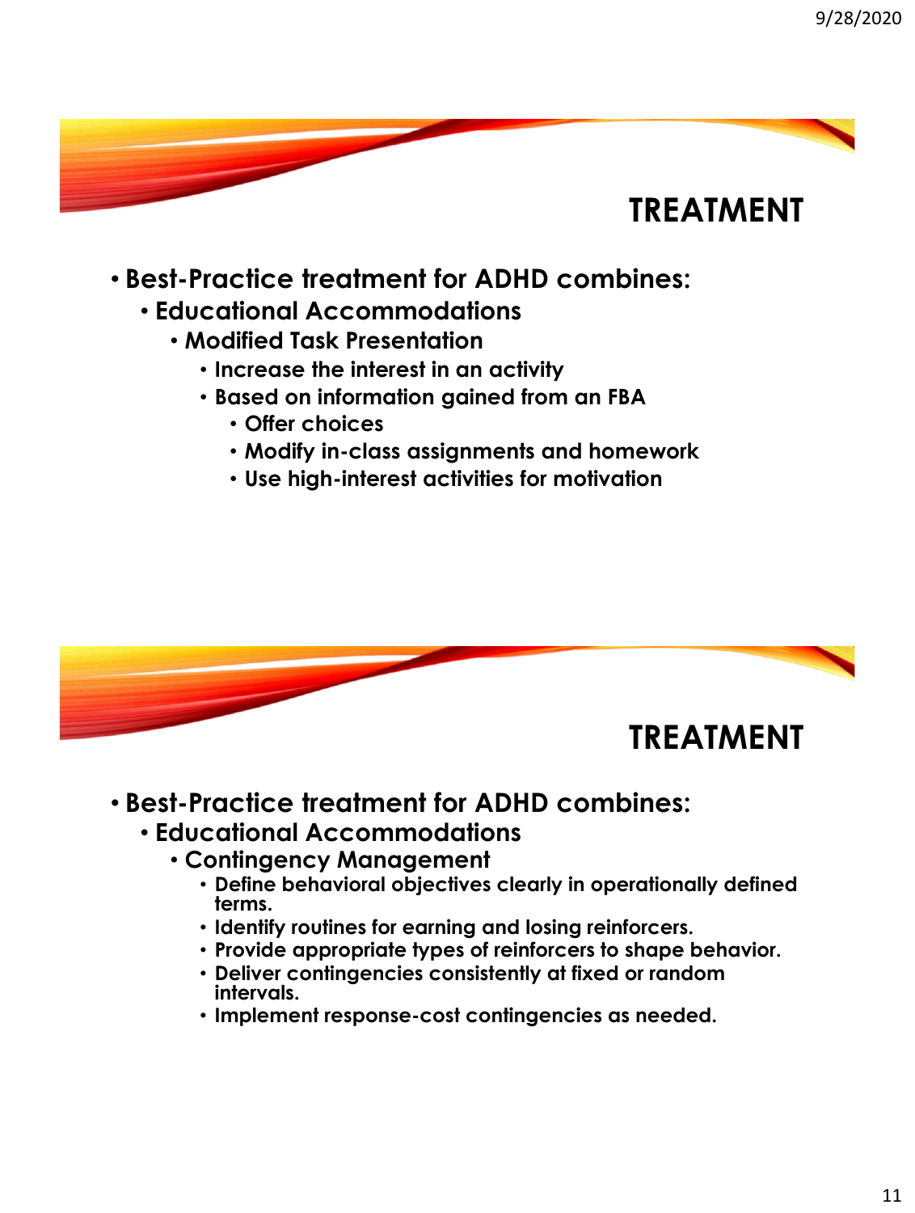## TREATMENT

- **Best-Practice treatment for ADHD combines:**
  - **Educational Accommodations**
    - **Modified Task Presentation**
      - **Increase the interest in an activity**
      - **Based on information gained from an FBA**
        - **Offer choices**
        - **Modify in-class assignments and homework**
        - **Use high-interest activities for motivation**

## TREATMENT

- **Best-Practice treatment for ADHD combines:**
  - **Educational Accommodations**
    - **Contingency Management**
      - **Define behavioral objectives clearly in operationally defined terms.**
      - **Identify routines for earning and losing reinforcers.**
      - **Provide appropriate types of reinforcers to shape behavior.**
      - **Deliver contingencies consistently at fixed or random intervals.**
      - **Implement response-cost contingencies as needed.**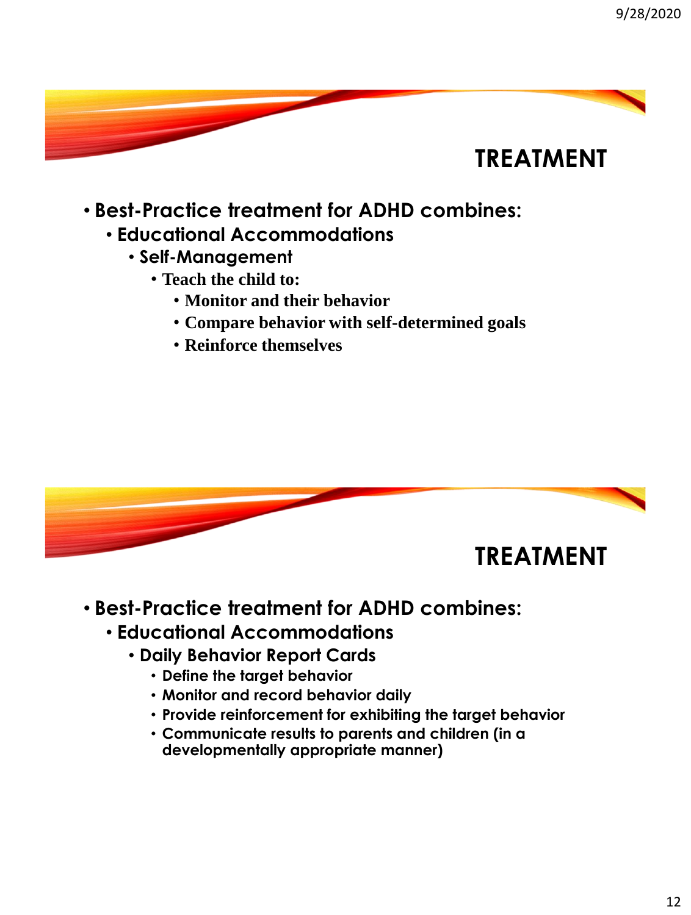## TREATMENT

- Best-Practice treatment for ADHD combines:
  - Educational Accommodations
    - Self-Management
      - Teach the child to:
        - Monitor and their behavior
        - Compare behavior with self-determined goals
        - Reinforce themselves

## TREATMENT

- Best-Practice treatment for ADHD combines:
  - Educational Accommodations
    - Daily Behavior Report Cards
      - Define the target behavior
      - Monitor and record behavior daily
      - Provide reinforcement for exhibiting the target behavior
      - Communicate results to parents and children (in a developmentally appropriate manner)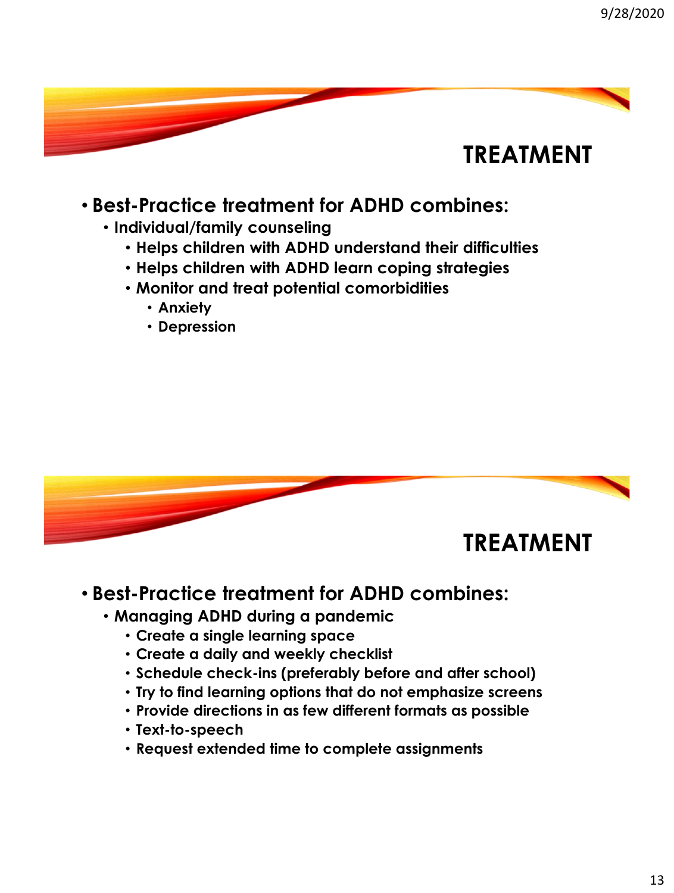## TREATMENT

- **Best-Practice treatment for ADHD combines:**
  - **Individual/family counseling**
    - **Helps children with ADHD understand their difficulties**
    - **Helps children with ADHD learn coping strategies**
    - **Monitor and treat potential comorbidities**
      - **Anxiety**
      - **Depression**

## TREATMENT

- **Best-Practice treatment for ADHD combines:**
  - **Managing ADHD during a pandemic**
    - **Create a single learning space**
    - **Create a daily and weekly checklist**
    - **Schedule check-ins (preferably before and after school)**
    - **Try to find learning options that do not emphasize screens**
    - **Provide directions in as few different formats as possible**
    - **Text-to-speech**
    - **Request extended time to complete assignments**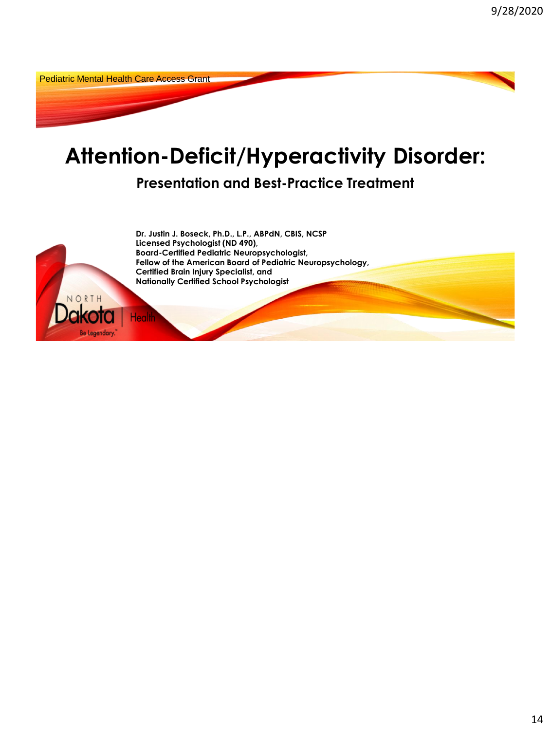Pediatric Mental Health Care Access Grant

# Attention-Deficit/Hyperactivity Disorder:

## Presentation and Best-Practice Treatment

**Dr. Justin J. Boseck, Ph.D., L.P., ABPdN, CBIS, NCSP**
**Licensed Psychologist (ND 490),**
**Board-Certified Pediatric Neuropsychologist,**
**Fellow of the American Board of Pediatric Neuropsychology,**
**Certified Brain Injury Specialist, and**
**Nationally Certified School Psychologist**

NORTH Dakota | Health
Be Legendary.™